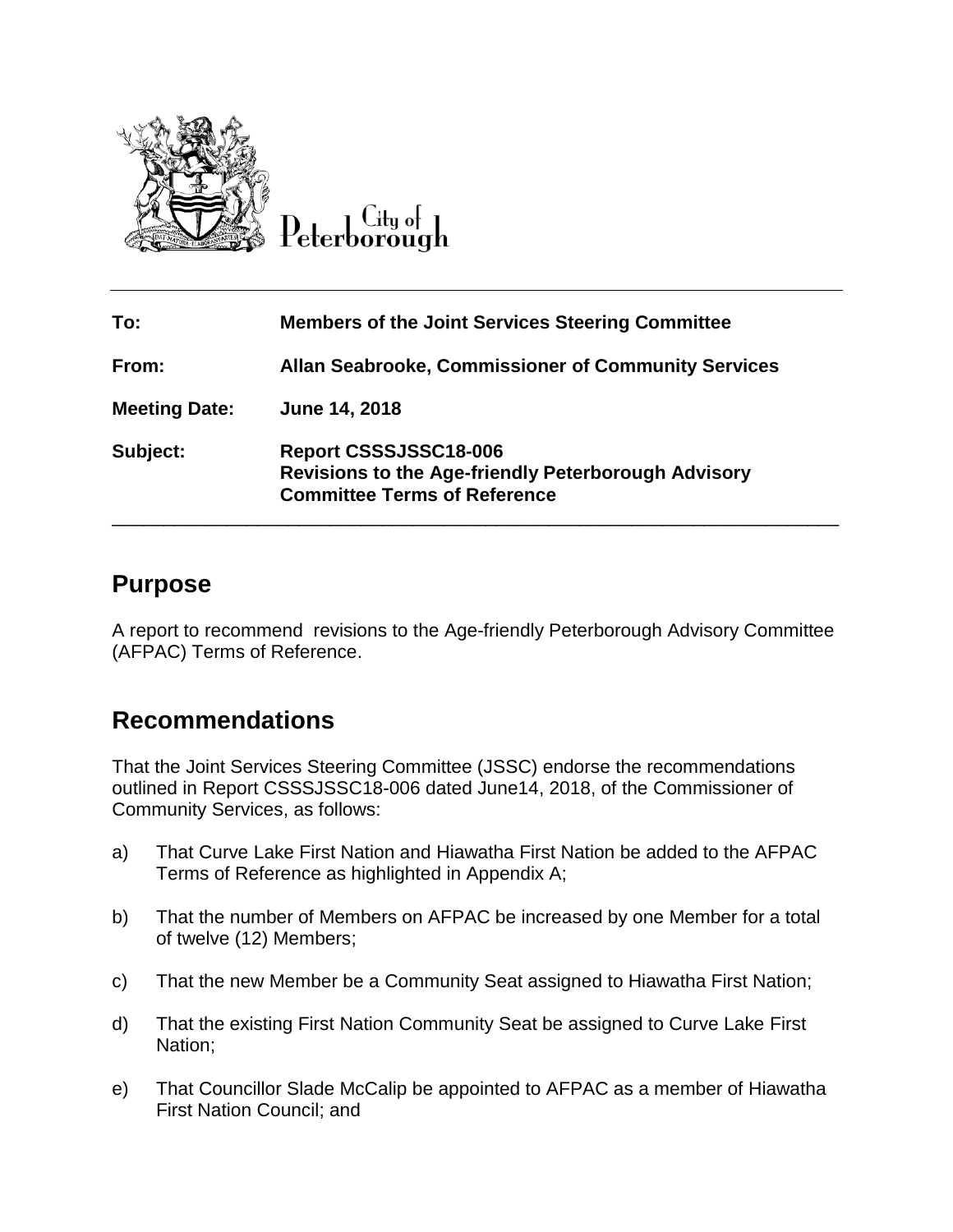City of Peterborough

| | |
|---|---|
| **To:** | **Members of the Joint Services Steering Committee** |
| **From:** | **Allan Seabrooke, Commissioner of Community Services** |
| **Meeting Date:** | **June 14, 2018** |
| **Subject:** | **Report CSSSJSSC18-006**<br>**Revisions to the Age-friendly Peterborough Advisory Committee Terms of Reference** |

## Purpose

A report to recommend revisions to the Age-friendly Peterborough Advisory Committee (AFPAC) Terms of Reference.

## Recommendations

That the Joint Services Steering Committee (JSSC) endorse the recommendations outlined in Report CSSSJSSC18-006 dated June14, 2018, of the Commissioner of Community Services, as follows:

a) That Curve Lake First Nation and Hiawatha First Nation be added to the AFPAC Terms of Reference as highlighted in Appendix A;

b) That the number of Members on AFPAC be increased by one Member for a total of twelve (12) Members;

c) That the new Member be a Community Seat assigned to Hiawatha First Nation;

d) That the existing First Nation Community Seat be assigned to Curve Lake First Nation;

e) That Councillor Slade McCalip be appointed to AFPAC as a member of Hiawatha First Nation Council; and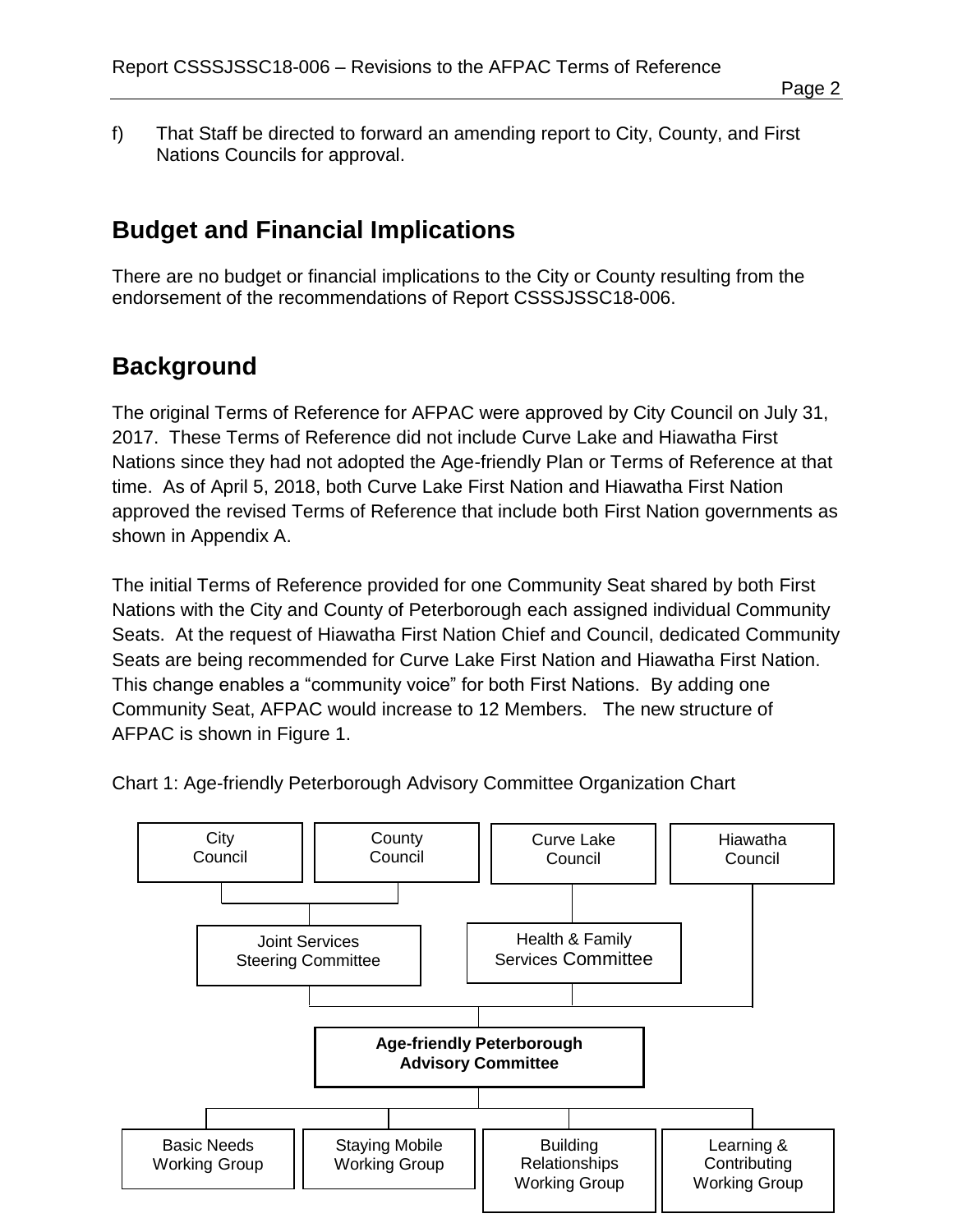f) That Staff be directed to forward an amending report to City, County, and First Nations Councils for approval.

## Budget and Financial Implications

There are no budget or financial implications to the City or County resulting from the endorsement of the recommendations of Report CSSSJSSC18-006.

## Background

The original Terms of Reference for AFPAC were approved by City Council on July 31, 2017. These Terms of Reference did not include Curve Lake and Hiawatha First Nations since they had not adopted the Age-friendly Plan or Terms of Reference at that time. As of April 5, 2018, both Curve Lake First Nation and Hiawatha First Nation approved the revised Terms of Reference that include both First Nation governments as shown in Appendix A.

The initial Terms of Reference provided for one Community Seat shared by both First Nations with the City and County of Peterborough each assigned individual Community Seats. At the request of Hiawatha First Nation Chief and Council, dedicated Community Seats are being recommended for Curve Lake First Nation and Hiawatha First Nation. This change enables a "community voice" for both First Nations. By adding one Community Seat, AFPAC would increase to 12 Members. The new structure of AFPAC is shown in Figure 1.

Chart 1: Age-friendly Peterborough Advisory Committee Organization Chart

- City Council
- County Council
  - Joint Services Steering Committee
- Curve Lake Council
  - Health & Family Services Committee
- Hiawatha Council

**Age-friendly Peterborough Advisory Committee**

- Basic Needs Working Group
- Staying Mobile Working Group
- Building Relationships Working Group
- Learning & Contributing Working Group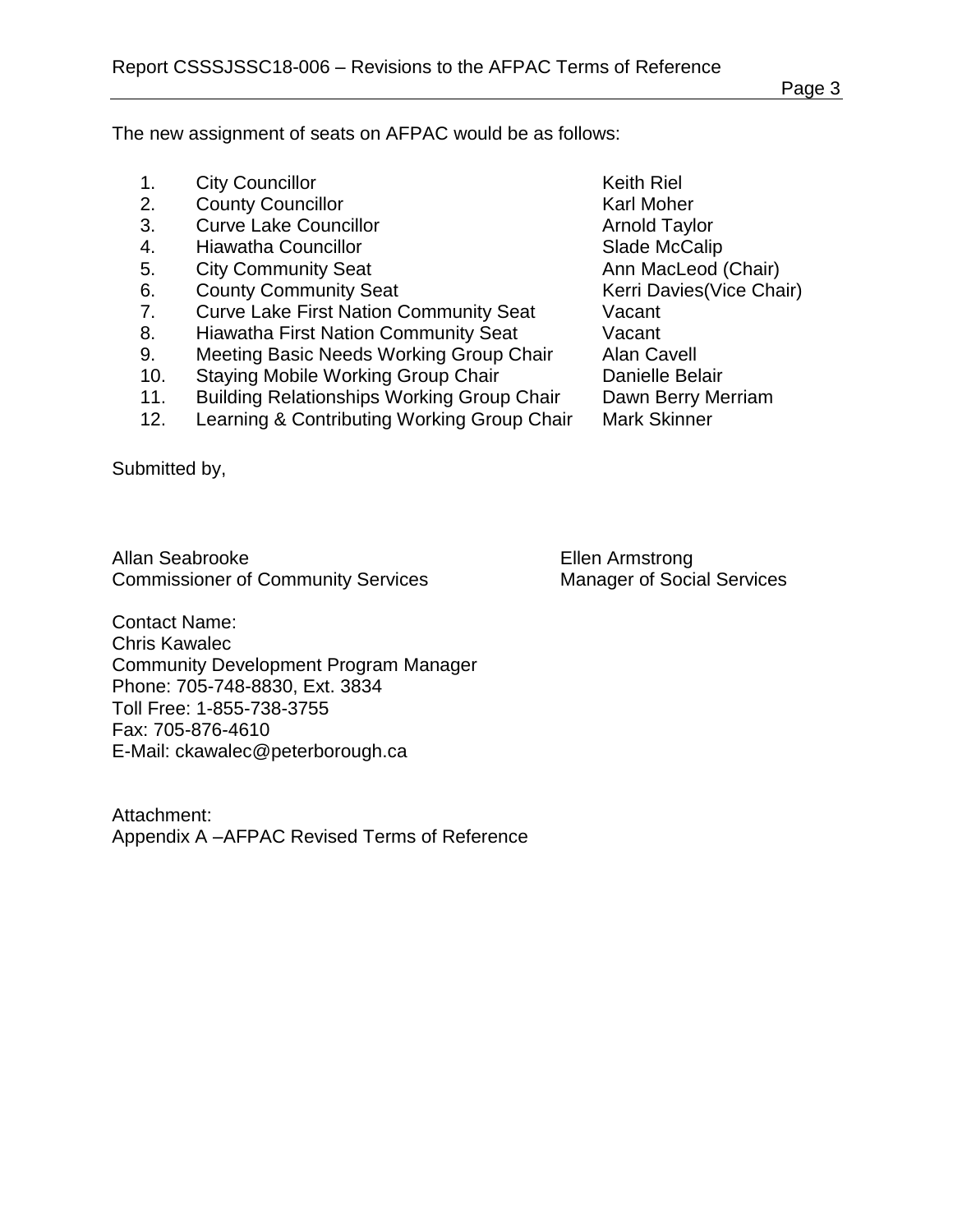The new assignment of seats on AFPAC would be as follows:

| | | |
|---|---|---|
| 1. | City Councillor | Keith Riel |
| 2. | County Councillor | Karl Moher |
| 3. | Curve Lake Councillor | Arnold Taylor |
| 4. | Hiawatha Councillor | Slade McCalip |
| 5. | City Community Seat | Ann MacLeod (Chair) |
| 6. | County Community Seat | Kerri Davies(Vice Chair) |
| 7. | Curve Lake First Nation Community Seat | Vacant |
| 8. | Hiawatha First Nation Community Seat | Vacant |
| 9. | Meeting Basic Needs Working Group Chair | Alan Cavell |
| 10. | Staying Mobile Working Group Chair | Danielle Belair |
| 11. | Building Relationships Working Group Chair | Dawn Berry Merriam |
| 12. | Learning & Contributing Working Group Chair | Mark Skinner |

Submitted by,

Allan Seabrooke
Commissioner of Community Services

Ellen Armstrong
Manager of Social Services

Contact Name:
Chris Kawalec
Community Development Program Manager
Phone: 705-748-8830, Ext. 3834
Toll Free: 1-855-738-3755
Fax: 705-876-4610
E-Mail: ckawalec@peterborough.ca

Attachment:
Appendix A –AFPAC Revised Terms of Reference